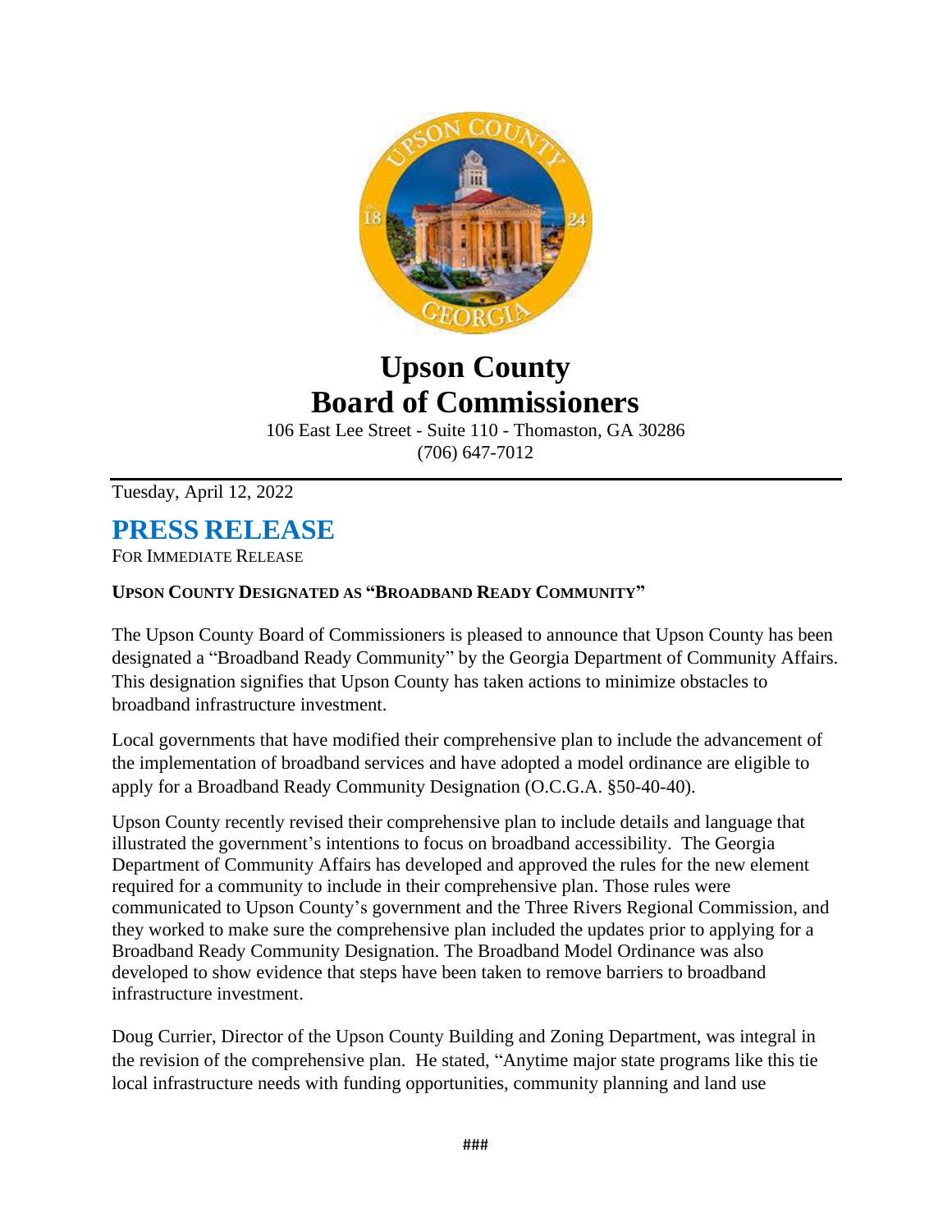# Upson County Board of Commissioners

106 East Lee Street - Suite 110 - Thomaston, GA 30286
(706) 647-7012

Tuesday, April 12, 2022

## PRESS RELEASE

FOR IMMEDIATE RELEASE

**UPSON COUNTY DESIGNATED AS "BROADBAND READY COMMUNITY"**

The Upson County Board of Commissioners is pleased to announce that Upson County has been designated a "Broadband Ready Community" by the Georgia Department of Community Affairs. This designation signifies that Upson County has taken actions to minimize obstacles to broadband infrastructure investment.

Local governments that have modified their comprehensive plan to include the advancement of the implementation of broadband services and have adopted a model ordinance are eligible to apply for a Broadband Ready Community Designation (O.C.G.A. §50-40-40).

Upson County recently revised their comprehensive plan to include details and language that illustrated the government's intentions to focus on broadband accessibility. The Georgia Department of Community Affairs has developed and approved the rules for the new element required for a community to include in their comprehensive plan. Those rules were communicated to Upson County's government and the Three Rivers Regional Commission, and they worked to make sure the comprehensive plan included the updates prior to applying for a Broadband Ready Community Designation. The Broadband Model Ordinance was also developed to show evidence that steps have been taken to remove barriers to broadband infrastructure investment.

Doug Currier, Director of the Upson County Building and Zoning Department, was integral in the revision of the comprehensive plan. He stated, "Anytime major state programs like this tie local infrastructure needs with funding opportunities, community planning and land use

###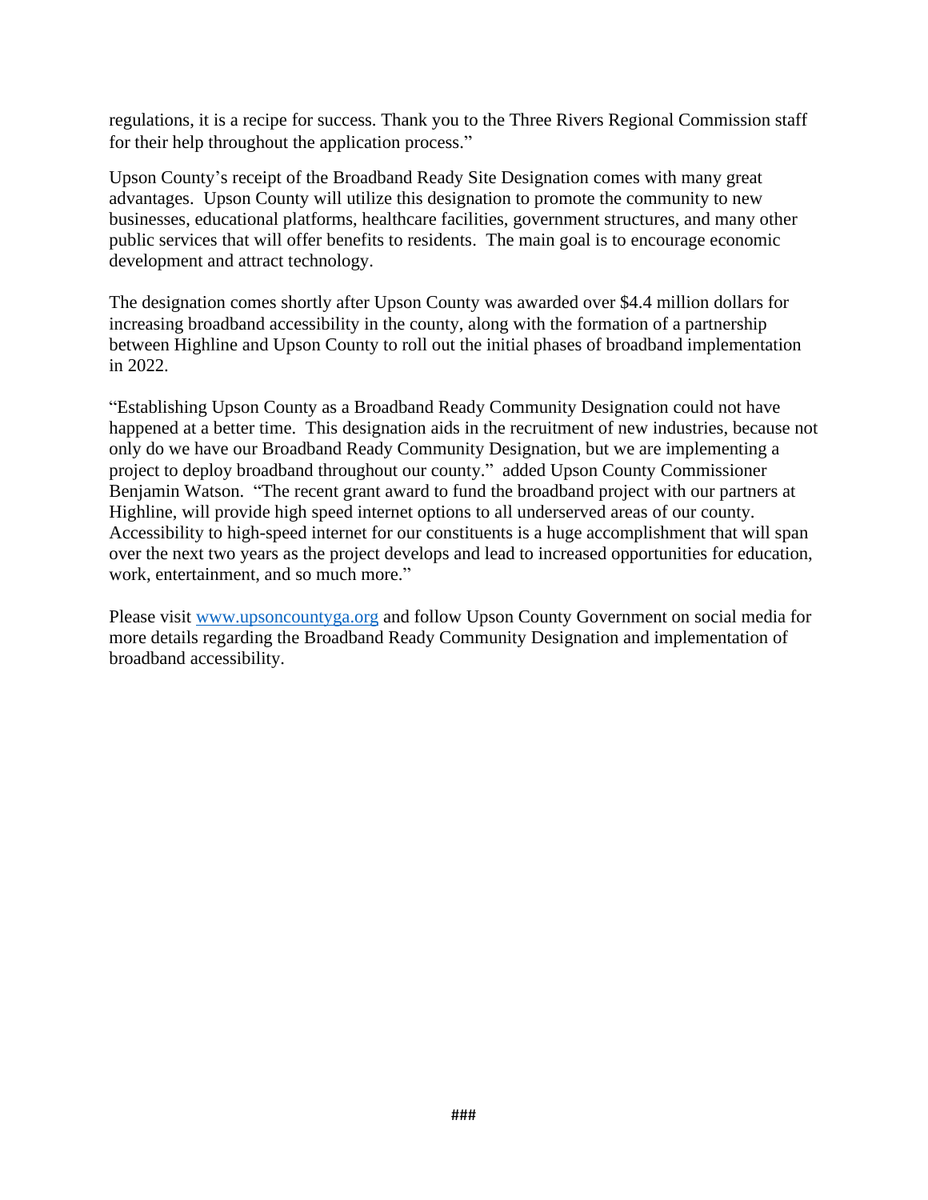regulations, it is a recipe for success. Thank you to the Three Rivers Regional Commission staff for their help throughout the application process."

Upson County's receipt of the Broadband Ready Site Designation comes with many great advantages. Upson County will utilize this designation to promote the community to new businesses, educational platforms, healthcare facilities, government structures, and many other public services that will offer benefits to residents. The main goal is to encourage economic development and attract technology.

The designation comes shortly after Upson County was awarded over $4.4 million dollars for increasing broadband accessibility in the county, along with the formation of a partnership between Highline and Upson County to roll out the initial phases of broadband implementation in 2022.

"Establishing Upson County as a Broadband Ready Community Designation could not have happened at a better time. This designation aids in the recruitment of new industries, because not only do we have our Broadband Ready Community Designation, but we are implementing a project to deploy broadband throughout our county." added Upson County Commissioner Benjamin Watson. "The recent grant award to fund the broadband project with our partners at Highline, will provide high speed internet options to all underserved areas of our county. Accessibility to high-speed internet for our constituents is a huge accomplishment that will span over the next two years as the project develops and lead to increased opportunities for education, work, entertainment, and so much more."

Please visit www.upsoncountyga.org and follow Upson County Government on social media for more details regarding the Broadband Ready Community Designation and implementation of broadband accessibility.

###